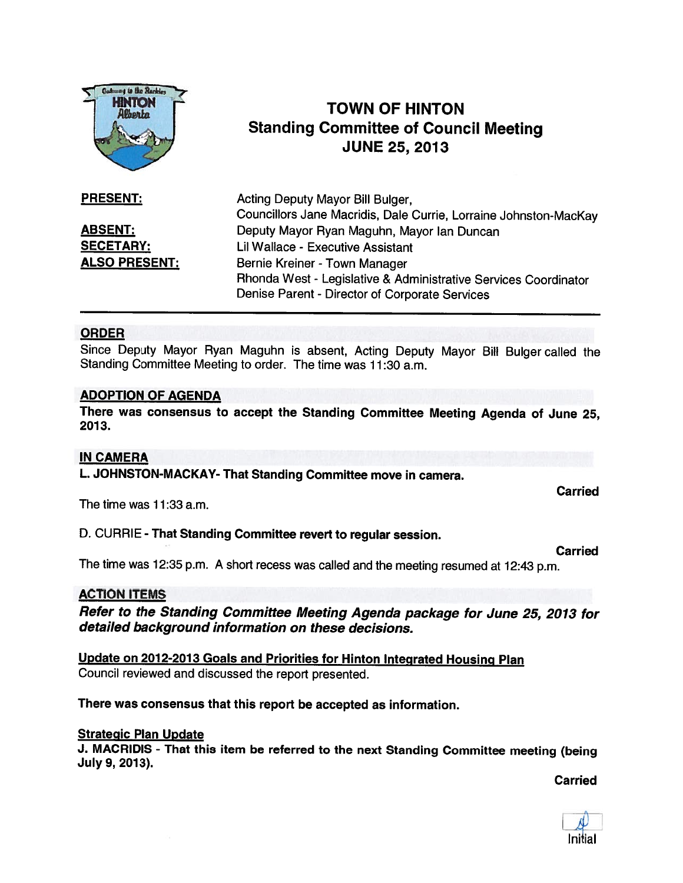# TOWN OF HINTON
## Standing Committee of Council Meeting
## JUNE 25, 2013

**PRESENT:** Acting Deputy Mayor Bill Bulger, Councillors Jane Macridis, Dale Currie, Lorraine Johnston-MacKay

**ABSENT:** Deputy Mayor Ryan Maguhn, Mayor Ian Duncan

**SECETARY:** Lil Wallace - Executive Assistant

**ALSO PRESENT:** Bernie Kreiner - Town Manager
Rhonda West - Legislative & Administrative Services Coordinator
Denise Parent - Director of Corporate Services

---

### ORDER

Since Deputy Mayor Ryan Maguhn is absent, Acting Deputy Mayor Bill Bulger called the Standing Committee Meeting to order. The time was 11:30 a.m.

### ADOPTION OF AGENDA

**There was consensus to accept the Standing Committee Meeting Agenda of June 25, 2013.**

### IN CAMERA

**L. JOHNSTON-MACKAY- That Standing Committee move in camera.**

**Carried**

The time was 11:33 a.m.

D. CURRIE - **That Standing Committee revert to regular session.**

**Carried**

The time was 12:35 p.m. A short recess was called and the meeting resumed at 12:43 p.m.

### ACTION ITEMS

***Refer to the Standing Committee Meeting Agenda package for June 25, 2013 for detailed background information on these decisions.***

Update on 2012-2013 Goals and Priorities for Hinton Integrated Housing Plan

Council reviewed and discussed the report presented.

**There was consensus that this report be accepted as information.**

Strategic Plan Update

**J. MACRIDIS - That this item be referred to the next Standing Committee meeting (being July 9, 2013).**

**Carried**

Initial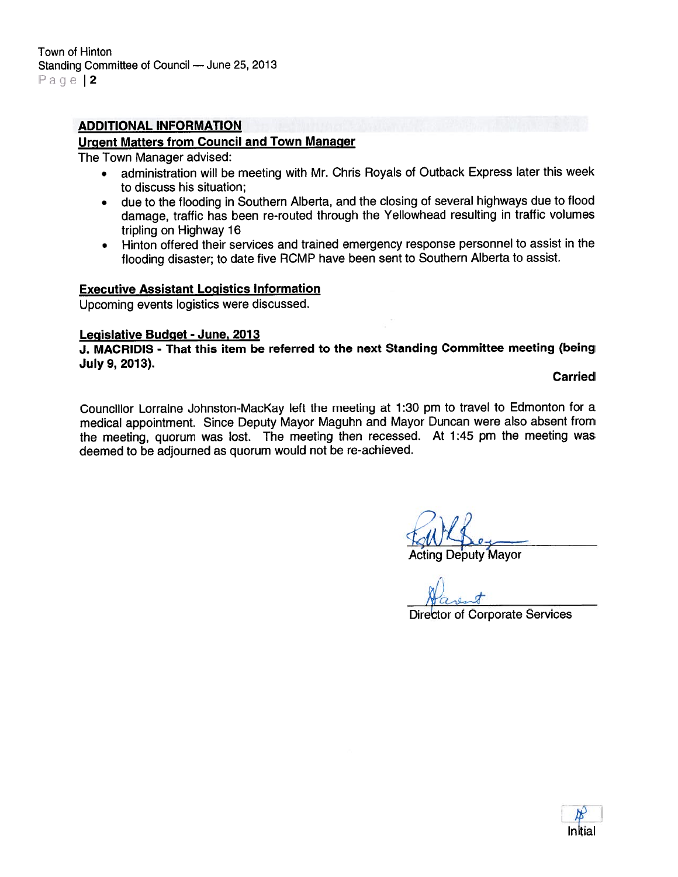**ADDITIONAL INFORMATION**

**Urgent Matters from Council and Town Manager**

The Town Manager advised:

- administration will be meeting with Mr. Chris Royals of Outback Express later this week to discuss his situation;
- due to the flooding in Southern Alberta, and the closing of several highways due to flood damage, traffic has been re-routed through the Yellowhead resulting in traffic volumes tripling on Highway 16
- Hinton offered their services and trained emergency response personnel to assist in the flooding disaster; to date five RCMP have been sent to Southern Alberta to assist.

**Executive Assistant Logistics Information**

Upcoming events logistics were discussed.

**Legislative Budget - June, 2013**

**J. MACRIDIS - That this item be referred to the next Standing Committee meeting (being July 9, 2013).**

**Carried**

Councillor Lorraine Johnston-MacKay left the meeting at 1:30 pm to travel to Edmonton for a medical appointment. Since Deputy Mayor Maguhn and Mayor Duncan were also absent from the meeting, quorum was lost. The meeting then recessed. At 1:45 pm the meeting was deemed to be adjourned as quorum would not be re-achieved.

Acting Deputy Mayor

Director of Corporate Services

Initial